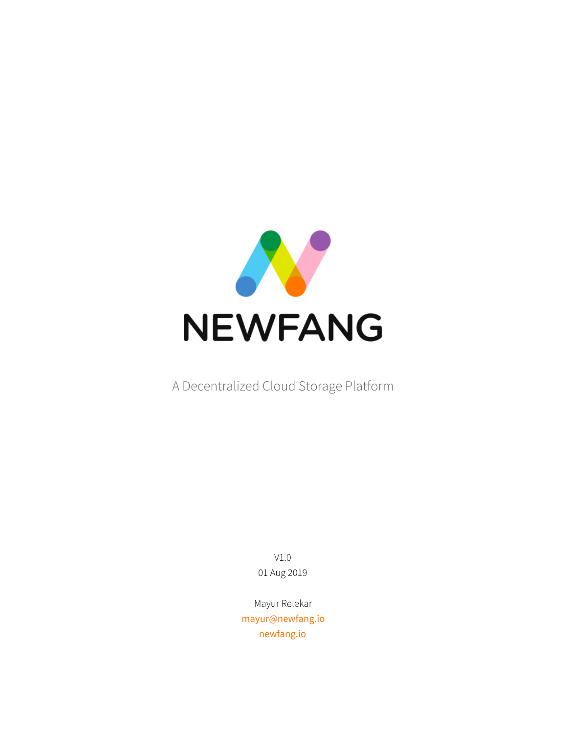# NEWFANG

A Decentralized Cloud Storage Platform

V1.0

01 Aug 2019

Mayur Relekar

mayur@newfang.io

newfang.io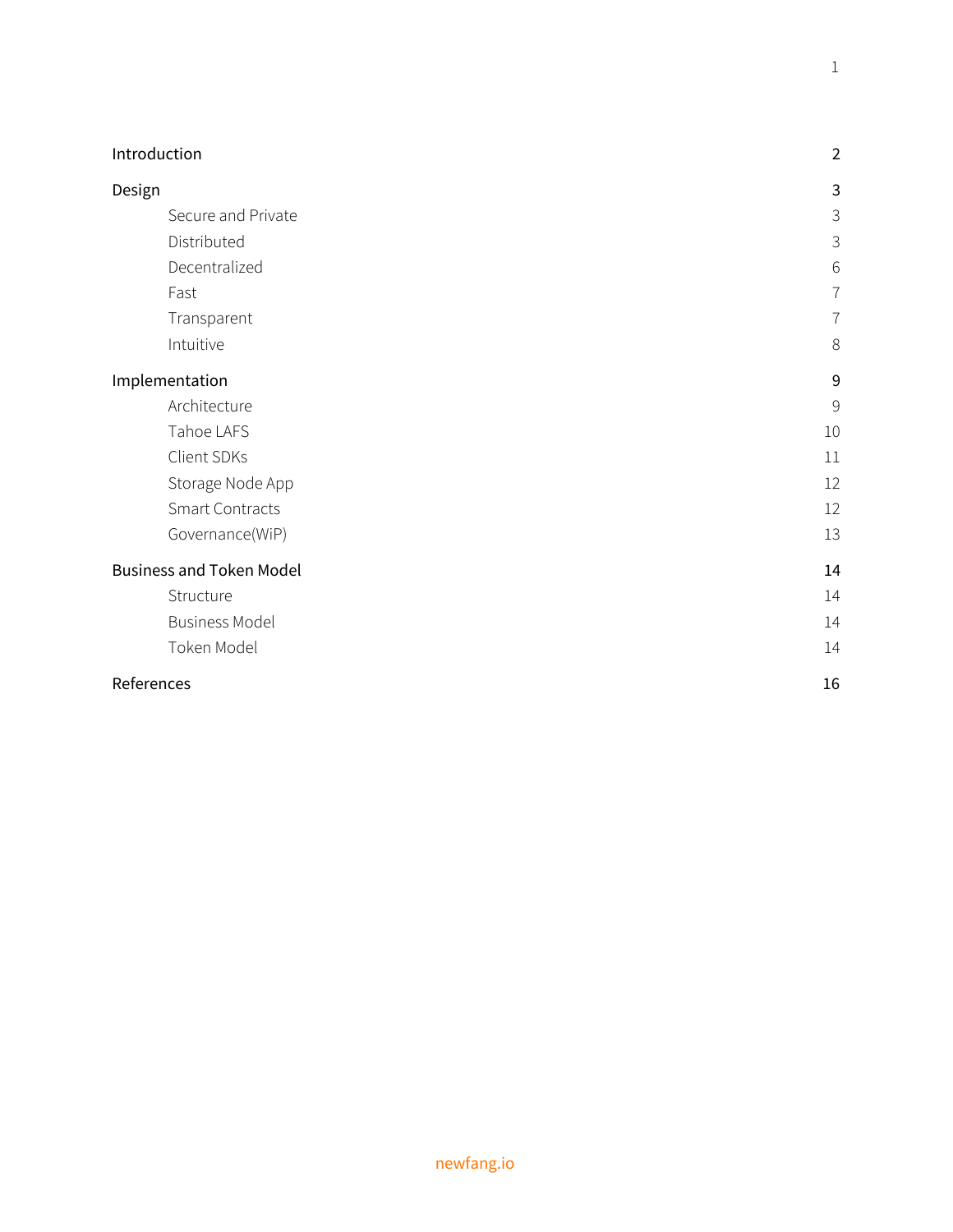| | |
|---|---|
| Introduction | 2 |
| Design | 3 |
| Secure and Private | 3 |
| Distributed | 3 |
| Decentralized | 6 |
| Fast | 7 |
| Transparent | 7 |
| Intuitive | 8 |
| Implementation | 9 |
| Architecture | 9 |
| Tahoe LAFS | 10 |
| Client SDKs | 11 |
| Storage Node App | 12 |
| Smart Contracts | 12 |
| Governance(WiP) | 13 |
| Business and Token Model | 14 |
| Structure | 14 |
| Business Model | 14 |
| Token Model | 14 |
| References | 16 |

newfang.io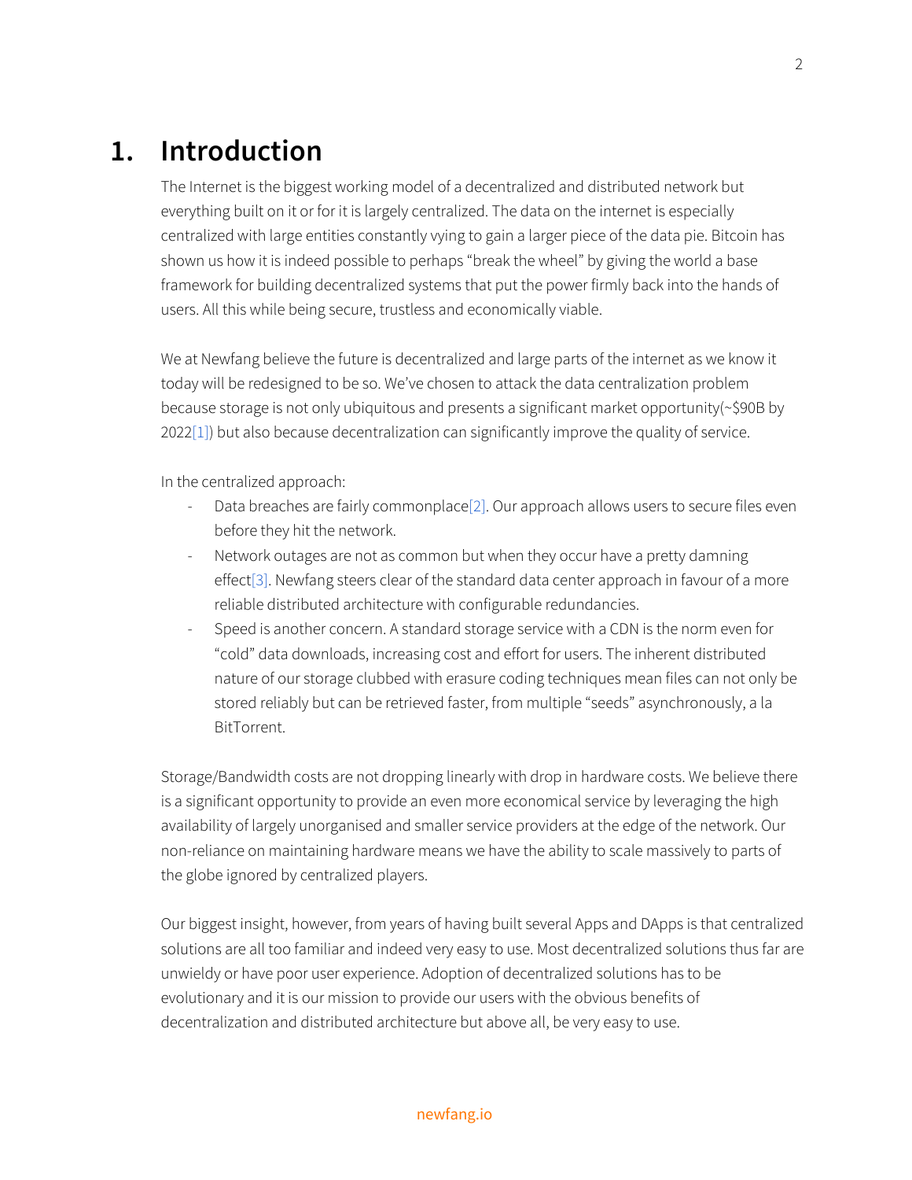# 1. Introduction

The Internet is the biggest working model of a decentralized and distributed network but everything built on it or for it is largely centralized. The data on the internet is especially centralized with large entities constantly vying to gain a larger piece of the data pie. Bitcoin has shown us how it is indeed possible to perhaps "break the wheel" by giving the world a base framework for building decentralized systems that put the power firmly back into the hands of users. All this while being secure, trustless and economically viable.

We at Newfang believe the future is decentralized and large parts of the internet as we know it today will be redesigned to be so. We've chosen to attack the data centralization problem because storage is not only ubiquitous and presents a significant market opportunity(~$90B by 2022[1]) but also because decentralization can significantly improve the quality of service.

In the centralized approach:

- Data breaches are fairly commonplace[2]. Our approach allows users to secure files even before they hit the network.
- Network outages are not as common but when they occur have a pretty damning effect[3]. Newfang steers clear of the standard data center approach in favour of a more reliable distributed architecture with configurable redundancies.
- Speed is another concern. A standard storage service with a CDN is the norm even for "cold" data downloads, increasing cost and effort for users. The inherent distributed nature of our storage clubbed with erasure coding techniques mean files can not only be stored reliably but can be retrieved faster, from multiple "seeds" asynchronously, a la BitTorrent.

Storage/Bandwidth costs are not dropping linearly with drop in hardware costs. We believe there is a significant opportunity to provide an even more economical service by leveraging the high availability of largely unorganised and smaller service providers at the edge of the network. Our non-reliance on maintaining hardware means we have the ability to scale massively to parts of the globe ignored by centralized players.

Our biggest insight, however, from years of having built several Apps and DApps is that centralized solutions are all too familiar and indeed very easy to use. Most decentralized solutions thus far are unwieldy or have poor user experience. Adoption of decentralized solutions has to be evolutionary and it is our mission to provide our users with the obvious benefits of decentralization and distributed architecture but above all, be very easy to use.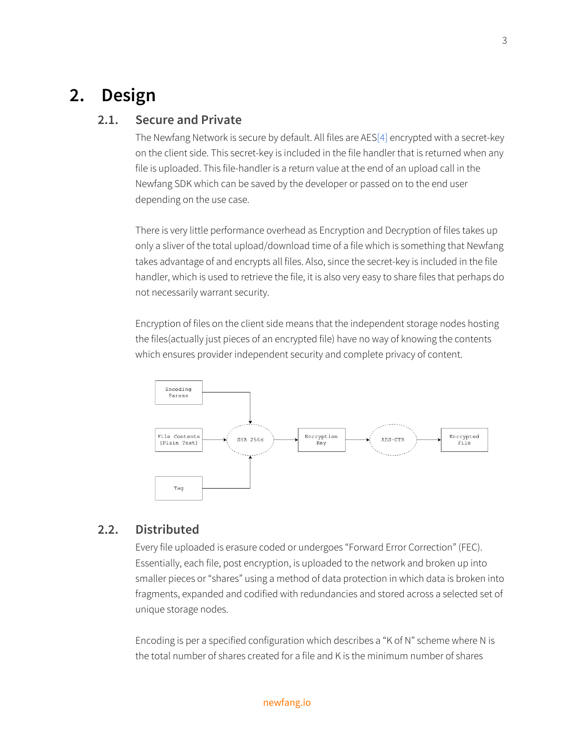# 2. Design

## 2.1. Secure and Private

The Newfang Network is secure by default. All files are AES[4] encrypted with a secret-key on the client side. This secret-key is included in the file handler that is returned when any file is uploaded. This file-handler is a return value at the end of an upload call in the Newfang SDK which can be saved by the developer or passed on to the end user depending on the use case.

There is very little performance overhead as Encryption and Decryption of files takes up only a sliver of the total upload/download time of a file which is something that Newfang takes advantage of and encrypts all files. Also, since the secret-key is included in the file handler, which is used to retrieve the file, it is also very easy to share files that perhaps do not necessarily warrant security.

Encryption of files on the client side means that the independent storage nodes hosting the files(actually just pieces of an encrypted file) have no way of knowing the contents which ensures provider independent security and complete privacy of content.

Encoding Params

File Contents (Plain Text)

Tag

SHA 256d

Encryption Key

AES-CTR

Encrypted File

## 2.2. Distributed

Every file uploaded is erasure coded or undergoes "Forward Error Correction" (FEC). Essentially, each file, post encryption, is uploaded to the network and broken up into smaller pieces or "shares" using a method of data protection in which data is broken into fragments, expanded and codified with redundancies and stored across a selected set of unique storage nodes.

Encoding is per a specified configuration which describes a "K of N" scheme where N is the total number of shares created for a file and K is the minimum number of shares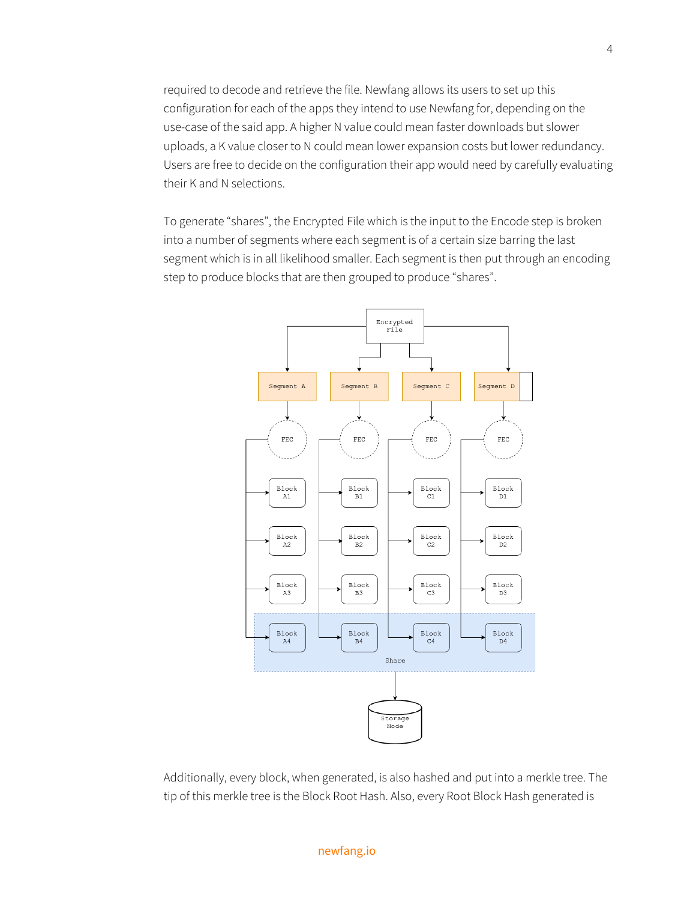required to decode and retrieve the file. Newfang allows its users to set up this configuration for each of the apps they intend to use Newfang for, depending on the use-case of the said app. A higher N value could mean faster downloads but slower uploads, a K value closer to N could mean lower expansion costs but lower redundancy. Users are free to decide on the configuration their app would need by carefully evaluating their K and N selections.

To generate "shares", the Encrypted File which is the input to the Encode step is broken into a number of segments where each segment is of a certain size barring the last segment which is in all likelihood smaller. Each segment is then put through an encoding step to produce blocks that are then grouped to produce "shares".

Additionally, every block, when generated, is also hashed and put into a merkle tree. The tip of this merkle tree is the Block Root Hash. Also, every Root Block Hash generated is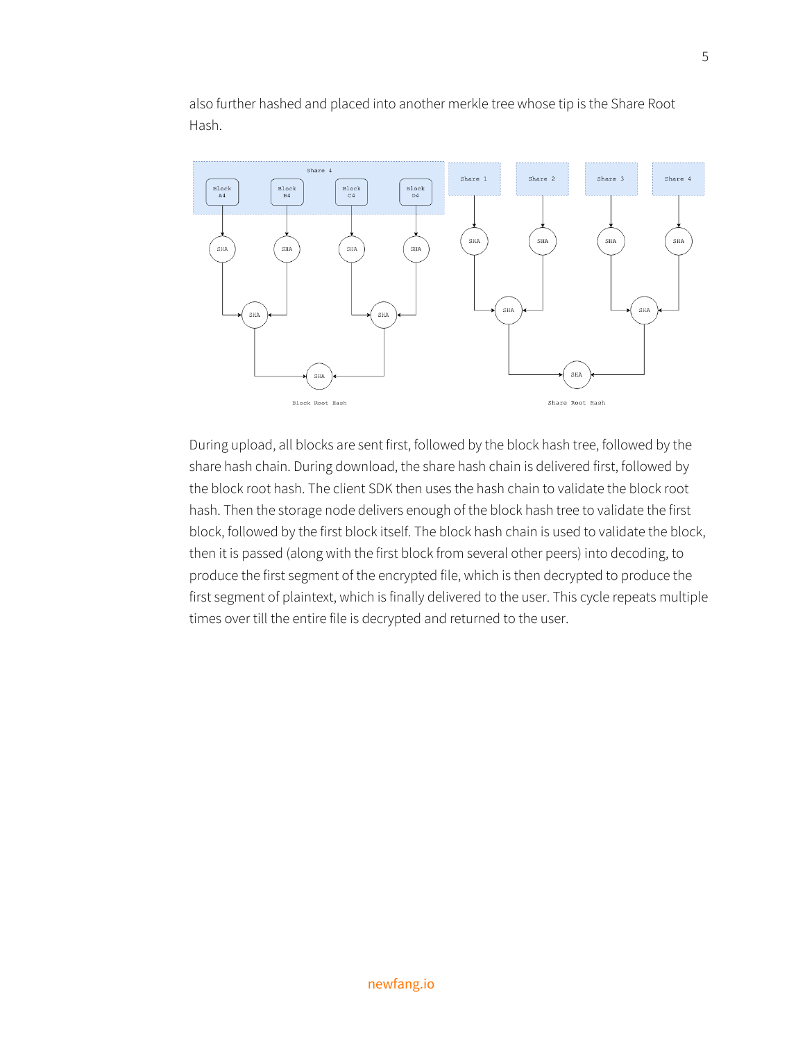also further hashed and placed into another merkle tree whose tip is the Share Root Hash.

During upload, all blocks are sent first, followed by the block hash tree, followed by the share hash chain. During download, the share hash chain is delivered first, followed by the block root hash. The client SDK then uses the hash chain to validate the block root hash. Then the storage node delivers enough of the block hash tree to validate the first block, followed by the first block itself. The block hash chain is used to validate the block, then it is passed (along with the first block from several other peers) into decoding, to produce the first segment of the encrypted file, which is then decrypted to produce the first segment of plaintext, which is finally delivered to the user. This cycle repeats multiple times over till the entire file is decrypted and returned to the user.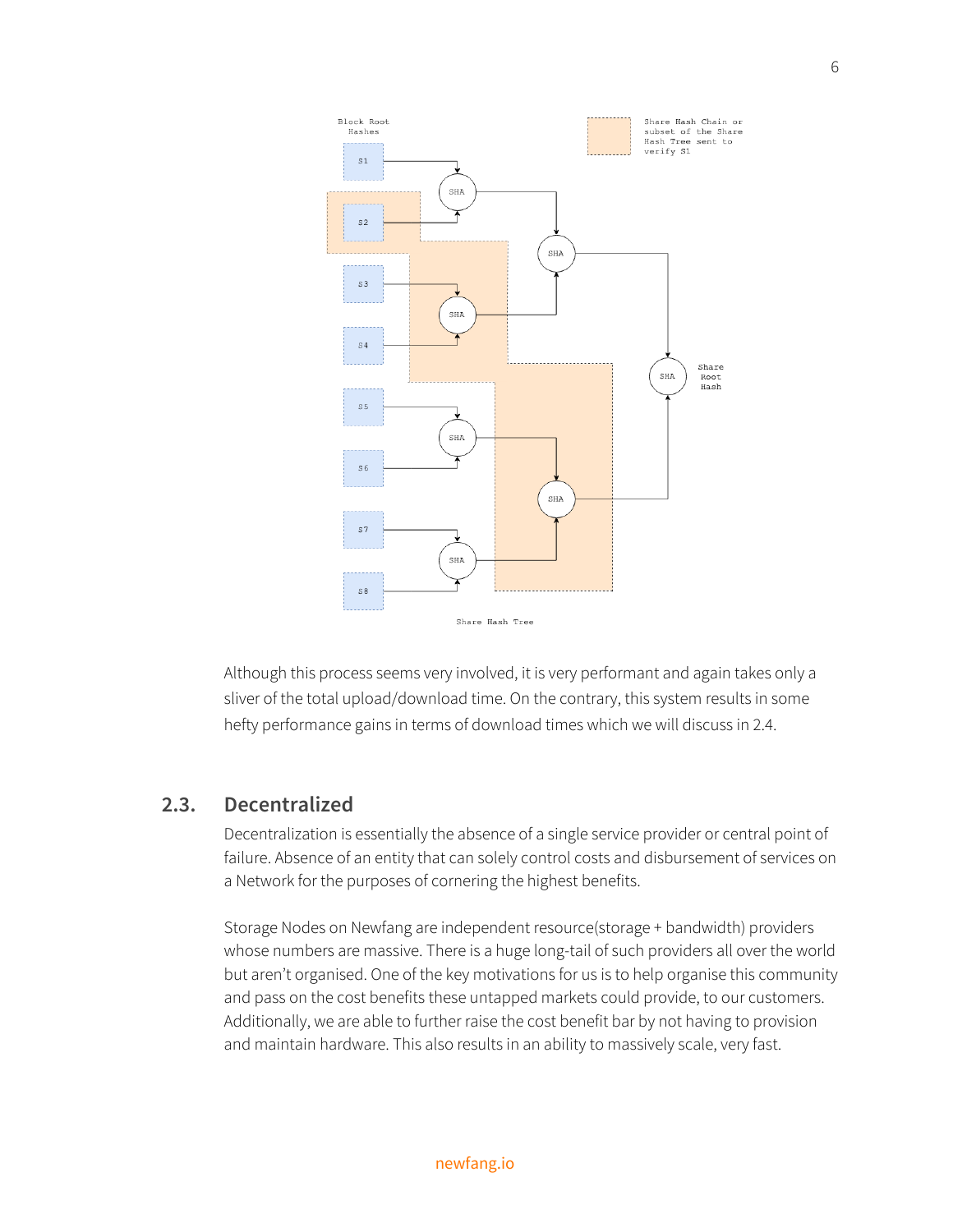Although this process seems very involved, it is very performant and again takes only a sliver of the total upload/download time. On the contrary, this system results in some hefty performance gains in terms of download times which we will discuss in 2.4.

## 2.3. Decentralized

Decentralization is essentially the absence of a single service provider or central point of failure. Absence of an entity that can solely control costs and disbursement of services on a Network for the purposes of cornering the highest benefits.

Storage Nodes on Newfang are independent resource(storage + bandwidth) providers whose numbers are massive. There is a huge long-tail of such providers all over the world but aren't organised. One of the key motivations for us is to help organise this community and pass on the cost benefits these untapped markets could provide, to our customers. Additionally, we are able to further raise the cost benefit bar by not having to provision and maintain hardware. This also results in an ability to massively scale, very fast.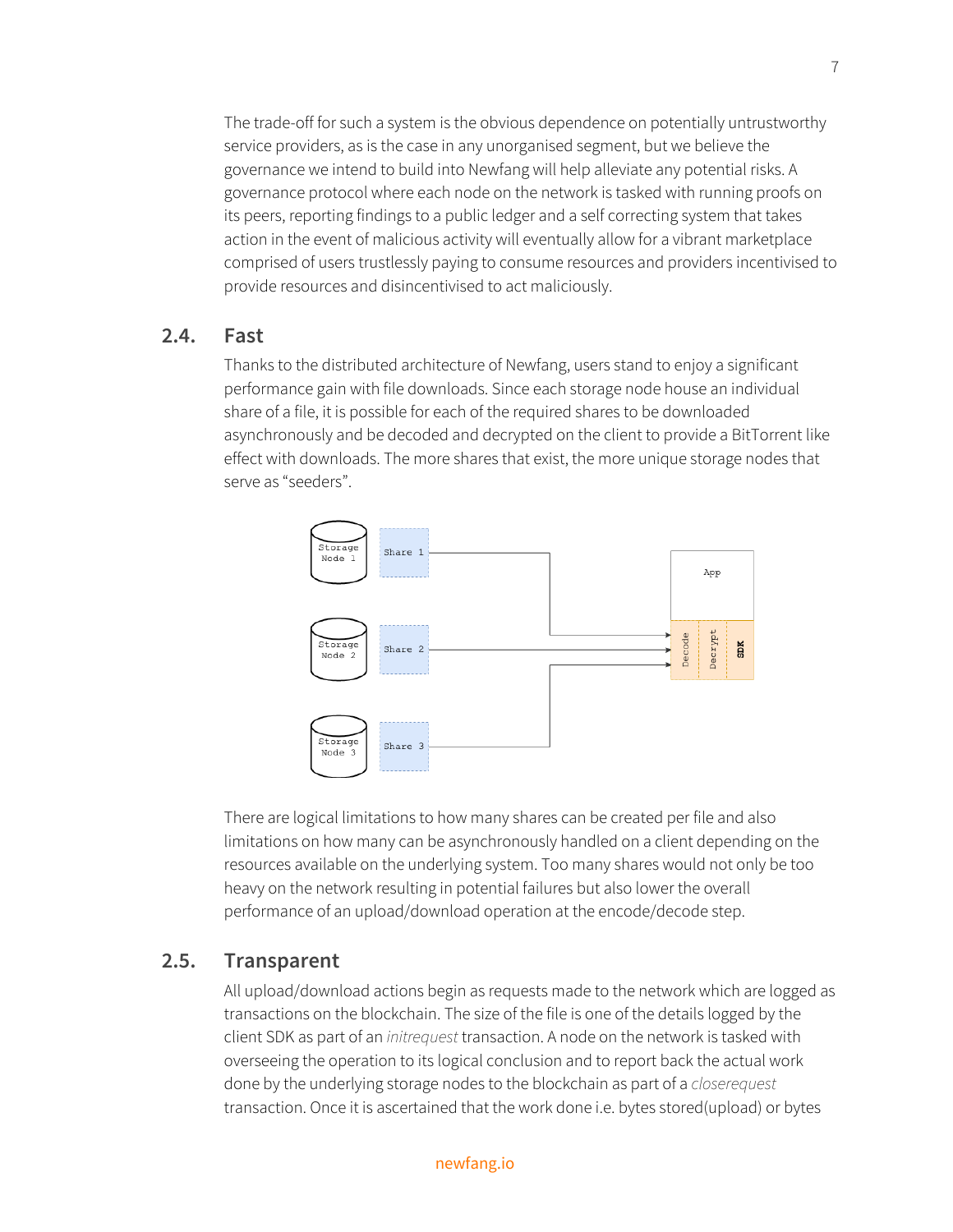The trade-off for such a system is the obvious dependence on potentially untrustworthy service providers, as is the case in any unorganised segment, but we believe the governance we intend to build into Newfang will help alleviate any potential risks. A governance protocol where each node on the network is tasked with running proofs on its peers, reporting findings to a public ledger and a self correcting system that takes action in the event of malicious activity will eventually allow for a vibrant marketplace comprised of users trustlessly paying to consume resources and providers incentivised to provide resources and disincentivised to act maliciously.

## 2.4. Fast

Thanks to the distributed architecture of Newfang, users stand to enjoy a significant performance gain with file downloads. Since each storage node house an individual share of a file, it is possible for each of the required shares to be downloaded asynchronously and be decoded and decrypted on the client to provide a BitTorrent like effect with downloads. The more shares that exist, the more unique storage nodes that serve as "seeders".

There are logical limitations to how many shares can be created per file and also limitations on how many can be asynchronously handled on a client depending on the resources available on the underlying system. Too many shares would not only be too heavy on the network resulting in potential failures but also lower the overall performance of an upload/download operation at the encode/decode step.

## 2.5. Transparent

All upload/download actions begin as requests made to the network which are logged as transactions on the blockchain. The size of the file is one of the details logged by the client SDK as part of an *initrequest* transaction. A node on the network is tasked with overseeing the operation to its logical conclusion and to report back the actual work done by the underlying storage nodes to the blockchain as part of a *closerequest* transaction. Once it is ascertained that the work done i.e. bytes stored(upload) or bytes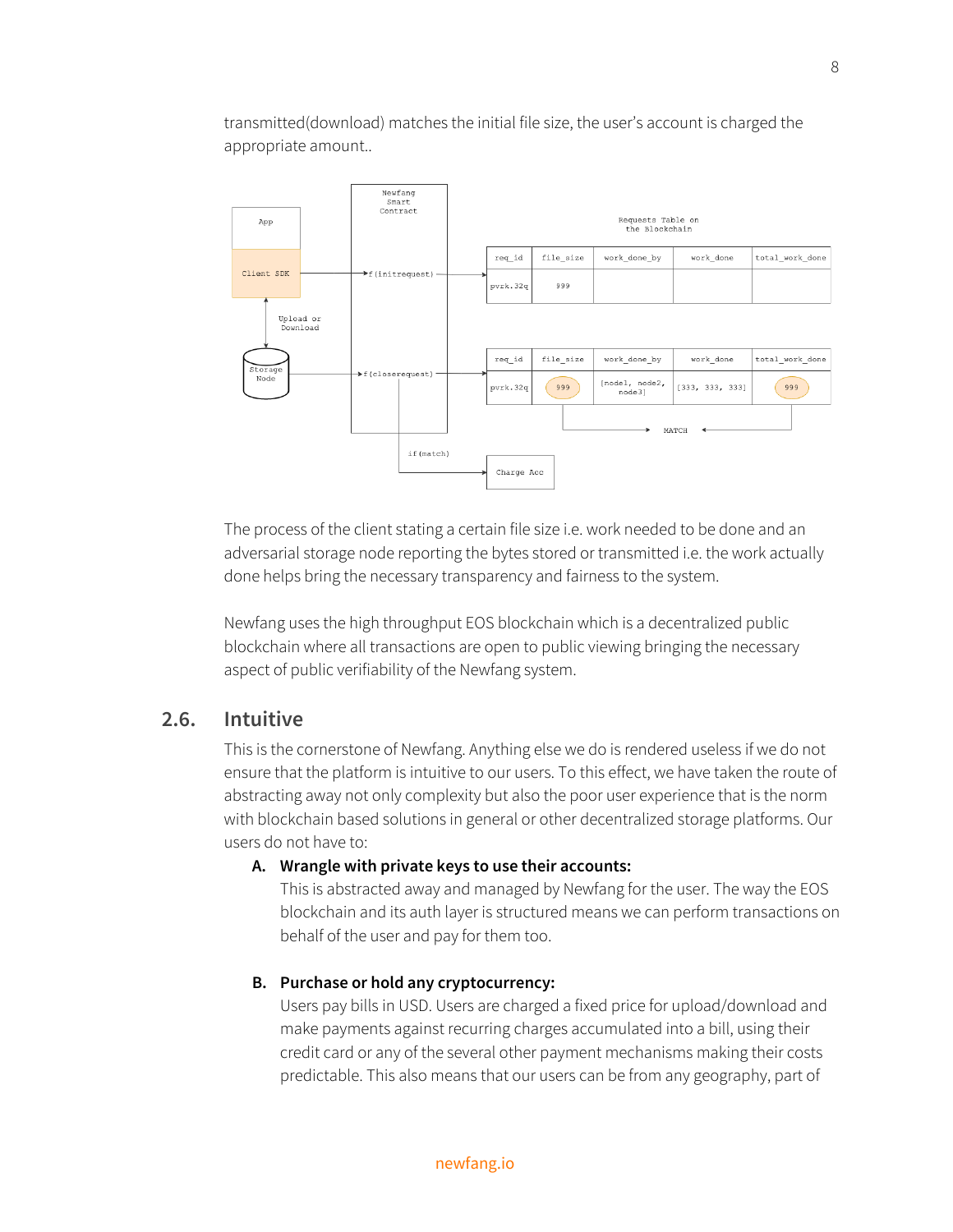transmitted(download) matches the initial file size, the user's account is charged the appropriate amount..

| req_id | file_size | work_done_by | work_done | total_work_done |
|---|---|---|---|---|
| pvrk.32q | 999 | | | |

| req_id | file_size | work_done_by | work_done | total_work_done |
|---|---|---|---|---|
| pvrk.32q | 999 | [node1, node2, node3] | [333, 333, 333] | 999 |

The process of the client stating a certain file size i.e. work needed to be done and an adversarial storage node reporting the bytes stored or transmitted i.e. the work actually done helps bring the necessary transparency and fairness to the system.

Newfang uses the high throughput EOS blockchain which is a decentralized public blockchain where all transactions are open to public viewing bringing the necessary aspect of public verifiability of the Newfang system.

## 2.6. Intuitive

This is the cornerstone of Newfang. Anything else we do is rendered useless if we do not ensure that the platform is intuitive to our users. To this effect, we have taken the route of abstracting away not only complexity but also the poor user experience that is the norm with blockchain based solutions in general or other decentralized storage platforms. Our users do not have to:

**A. Wrangle with private keys to use their accounts:**
This is abstracted away and managed by Newfang for the user. The way the EOS blockchain and its auth layer is structured means we can perform transactions on behalf of the user and pay for them too.

**B. Purchase or hold any cryptocurrency:**
Users pay bills in USD. Users are charged a fixed price for upload/download and make payments against recurring charges accumulated into a bill, using their credit card or any of the several other payment mechanisms making their costs predictable. This also means that our users can be from any geography, part of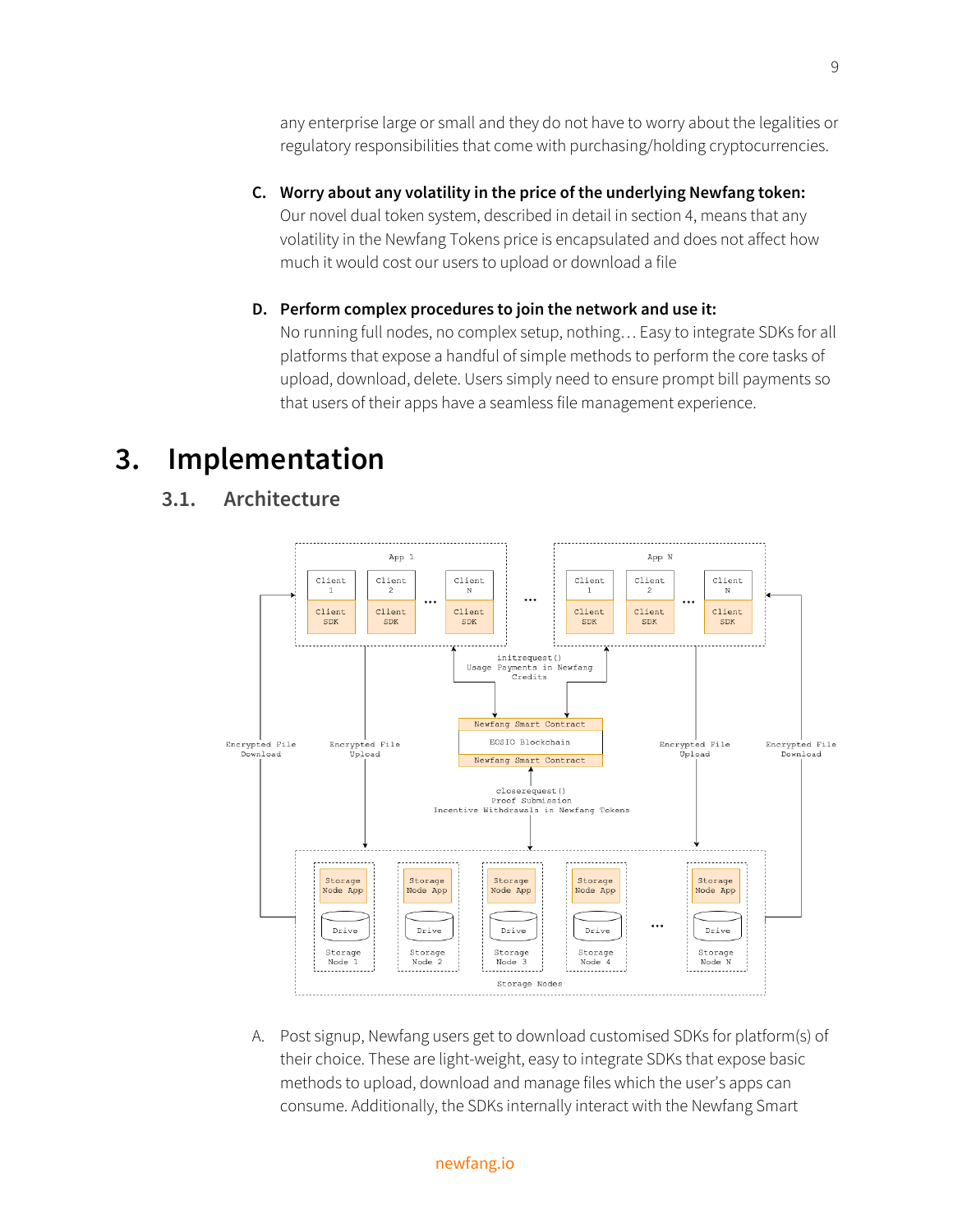any enterprise large or small and they do not have to worry about the legalities or regulatory responsibilities that come with purchasing/holding cryptocurrencies.

**C. Worry about any volatility in the price of the underlying Newfang token:**
Our novel dual token system, described in detail in section 4, means that any volatility in the Newfang Tokens price is encapsulated and does not affect how much it would cost our users to upload or download a file

**D. Perform complex procedures to join the network and use it:**
No running full nodes, no complex setup, nothing… Easy to integrate SDKs for all platforms that expose a handful of simple methods to perform the core tasks of upload, download, delete. Users simply need to ensure prompt bill payments so that users of their apps have a seamless file management experience.

# 3. Implementation

## 3.1. Architecture

A. Post signup, Newfang users get to download customised SDKs for platform(s) of their choice. These are light-weight, easy to integrate SDKs that expose basic methods to upload, download and manage files which the user's apps can consume. Additionally, the SDKs internally interact with the Newfang Smart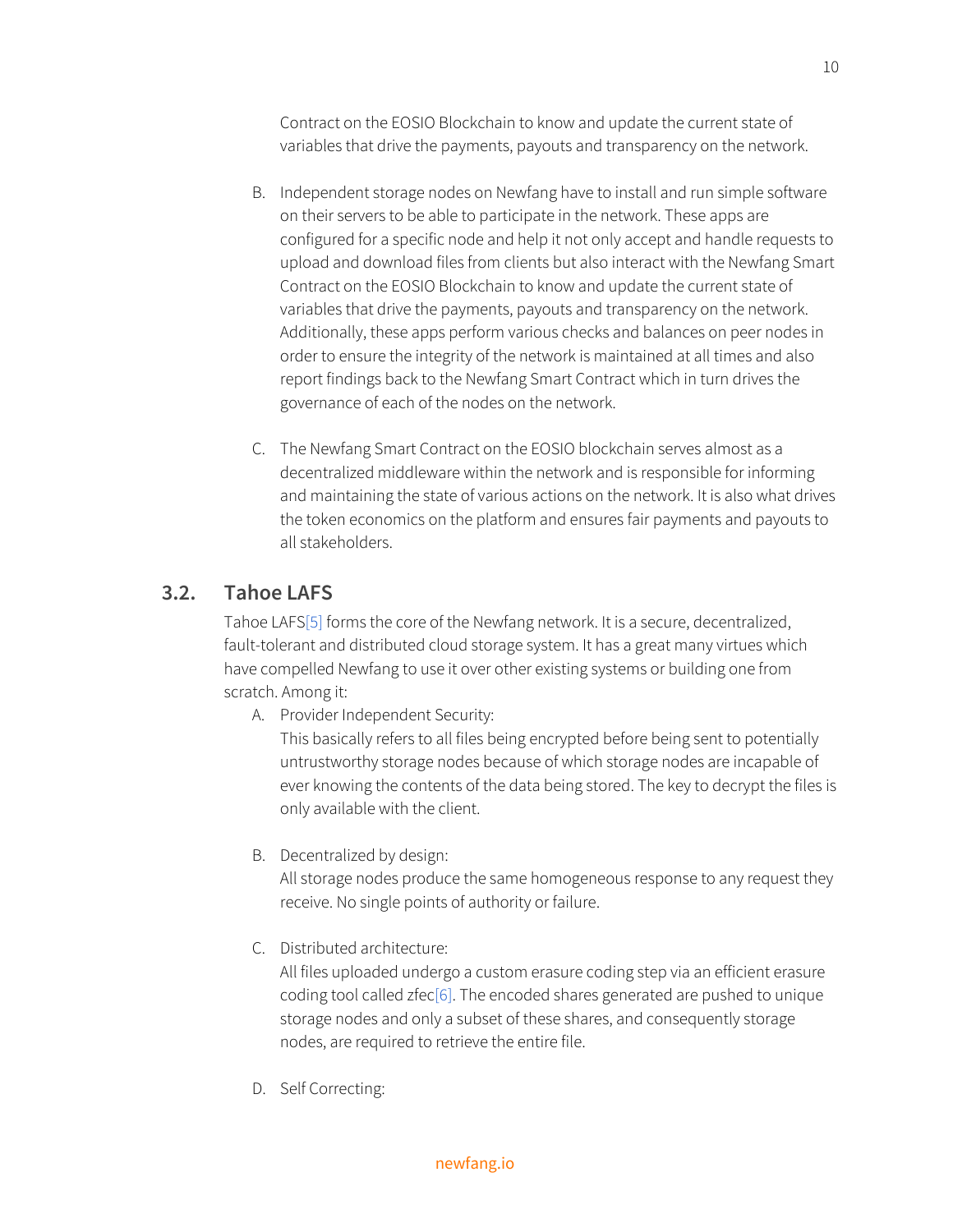Contract on the EOSIO Blockchain to know and update the current state of variables that drive the payments, payouts and transparency on the network.

B. Independent storage nodes on Newfang have to install and run simple software on their servers to be able to participate in the network. These apps are configured for a specific node and help it not only accept and handle requests to upload and download files from clients but also interact with the Newfang Smart Contract on the EOSIO Blockchain to know and update the current state of variables that drive the payments, payouts and transparency on the network. Additionally, these apps perform various checks and balances on peer nodes in order to ensure the integrity of the network is maintained at all times and also report findings back to the Newfang Smart Contract which in turn drives the governance of each of the nodes on the network.

C. The Newfang Smart Contract on the EOSIO blockchain serves almost as a decentralized middleware within the network and is responsible for informing and maintaining the state of various actions on the network. It is also what drives the token economics on the platform and ensures fair payments and payouts to all stakeholders.

## 3.2. Tahoe LAFS

Tahoe LAFS[5] forms the core of the Newfang network. It is a secure, decentralized, fault-tolerant and distributed cloud storage system. It has a great many virtues which have compelled Newfang to use it over other existing systems or building one from scratch. Among it:

A. Provider Independent Security:
This basically refers to all files being encrypted before being sent to potentially untrustworthy storage nodes because of which storage nodes are incapable of ever knowing the contents of the data being stored. The key to decrypt the files is only available with the client.

B. Decentralized by design:
All storage nodes produce the same homogeneous response to any request they receive. No single points of authority or failure.

C. Distributed architecture:
All files uploaded undergo a custom erasure coding step via an efficient erasure coding tool called zfec[6]. The encoded shares generated are pushed to unique storage nodes and only a subset of these shares, and consequently storage nodes, are required to retrieve the entire file.

D. Self Correcting: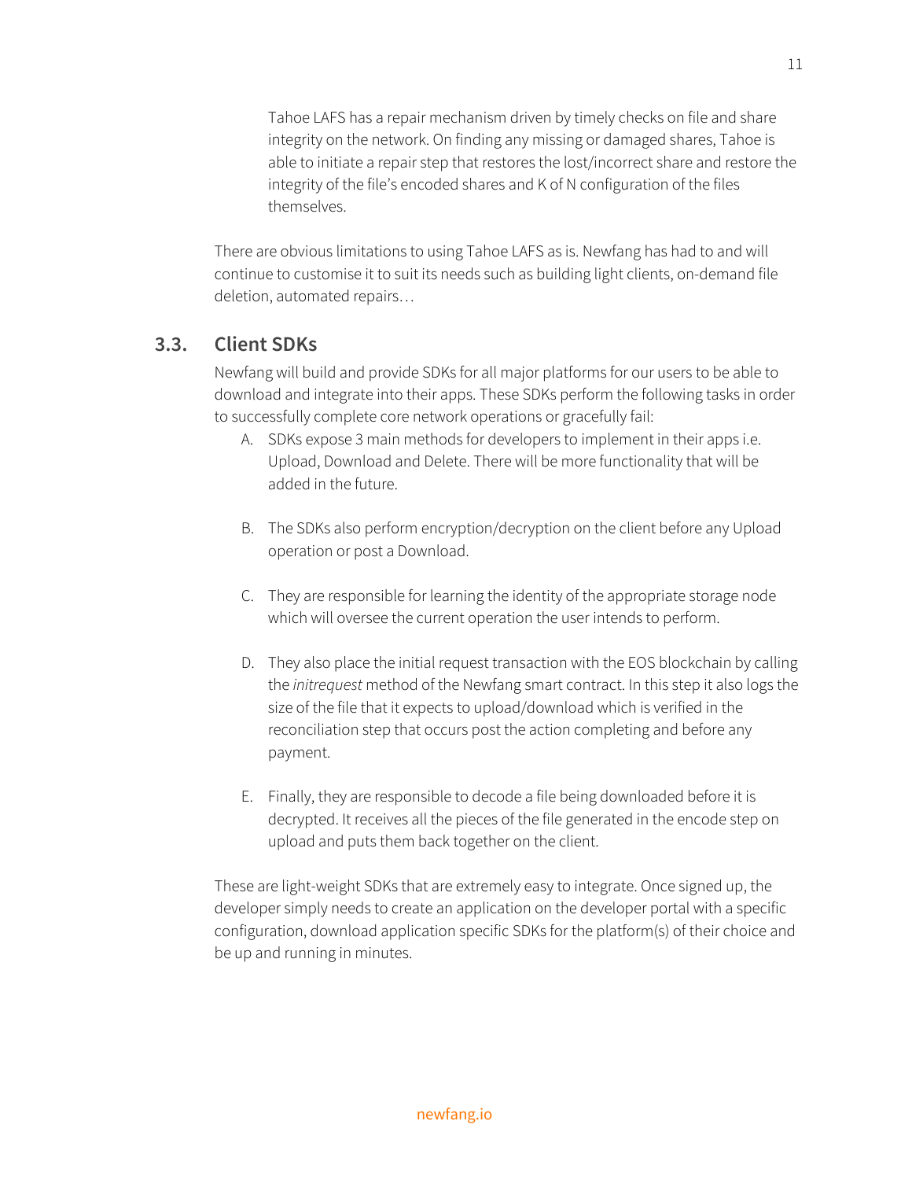Tahoe LAFS has a repair mechanism driven by timely checks on file and share integrity on the network. On finding any missing or damaged shares, Tahoe is able to initiate a repair step that restores the lost/incorrect share and restore the integrity of the file's encoded shares and K of N configuration of the files themselves.

There are obvious limitations to using Tahoe LAFS as is. Newfang has had to and will continue to customise it to suit its needs such as building light clients, on-demand file deletion, automated repairs…

### 3.3. Client SDKs

Newfang will build and provide SDKs for all major platforms for our users to be able to download and integrate into their apps. These SDKs perform the following tasks in order to successfully complete core network operations or gracefully fail:

A. SDKs expose 3 main methods for developers to implement in their apps i.e. Upload, Download and Delete. There will be more functionality that will be added in the future.

B. The SDKs also perform encryption/decryption on the client before any Upload operation or post a Download.

C. They are responsible for learning the identity of the appropriate storage node which will oversee the current operation the user intends to perform.

D. They also place the initial request transaction with the EOS blockchain by calling the *initrequest* method of the Newfang smart contract. In this step it also logs the size of the file that it expects to upload/download which is verified in the reconciliation step that occurs post the action completing and before any payment.

E. Finally, they are responsible to decode a file being downloaded before it is decrypted. It receives all the pieces of the file generated in the encode step on upload and puts them back together on the client.

These are light-weight SDKs that are extremely easy to integrate. Once signed up, the developer simply needs to create an application on the developer portal with a specific configuration, download application specific SDKs for the platform(s) of their choice and be up and running in minutes.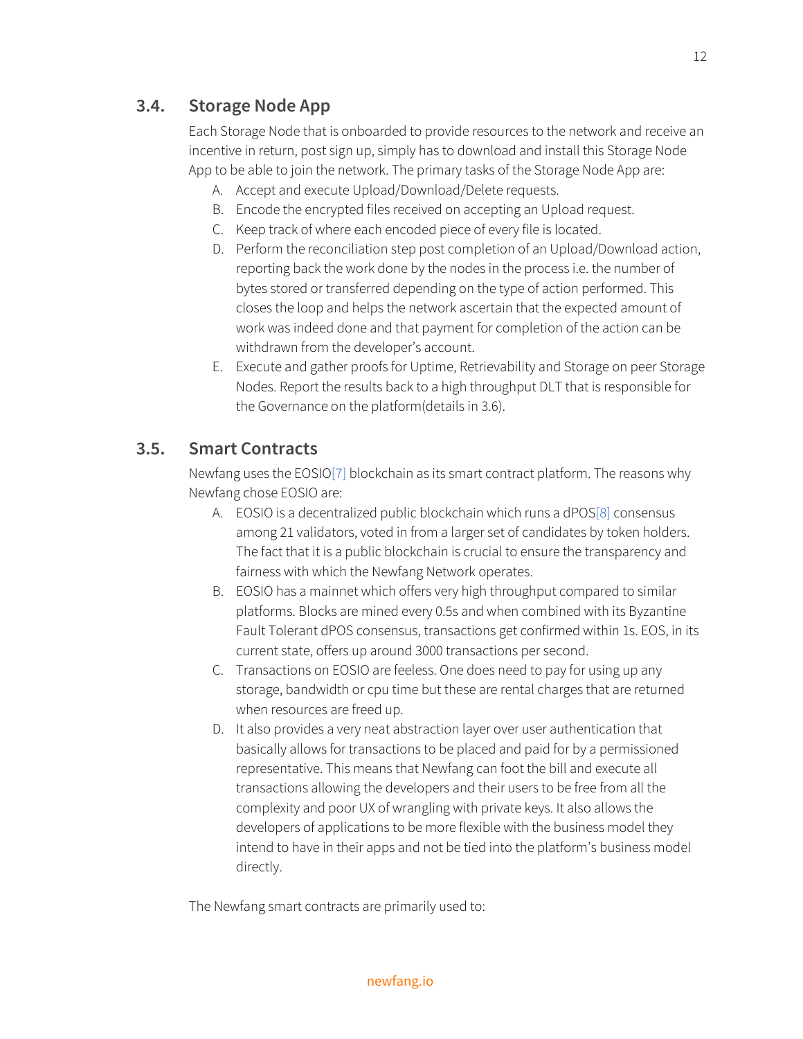## 3.4. Storage Node App

Each Storage Node that is onboarded to provide resources to the network and receive an incentive in return, post sign up, simply has to download and install this Storage Node App to be able to join the network. The primary tasks of the Storage Node App are:

A. Accept and execute Upload/Download/Delete requests.
B. Encode the encrypted files received on accepting an Upload request.
C. Keep track of where each encoded piece of every file is located.
D. Perform the reconciliation step post completion of an Upload/Download action, reporting back the work done by the nodes in the process i.e. the number of bytes stored or transferred depending on the type of action performed. This closes the loop and helps the network ascertain that the expected amount of work was indeed done and that payment for completion of the action can be withdrawn from the developer's account.
E. Execute and gather proofs for Uptime, Retrievability and Storage on peer Storage Nodes. Report the results back to a high throughput DLT that is responsible for the Governance on the platform(details in 3.6).

## 3.5. Smart Contracts

Newfang uses the EOSIO[7] blockchain as its smart contract platform. The reasons why Newfang chose EOSIO are:

A. EOSIO is a decentralized public blockchain which runs a dPOS[8] consensus among 21 validators, voted in from a larger set of candidates by token holders. The fact that it is a public blockchain is crucial to ensure the transparency and fairness with which the Newfang Network operates.
B. EOSIO has a mainnet which offers very high throughput compared to similar platforms. Blocks are mined every 0.5s and when combined with its Byzantine Fault Tolerant dPOS consensus, transactions get confirmed within 1s. EOS, in its current state, offers up around 3000 transactions per second.
C. Transactions on EOSIO are feeless. One does need to pay for using up any storage, bandwidth or cpu time but these are rental charges that are returned when resources are freed up.
D. It also provides a very neat abstraction layer over user authentication that basically allows for transactions to be placed and paid for by a permissioned representative. This means that Newfang can foot the bill and execute all transactions allowing the developers and their users to be free from all the complexity and poor UX of wrangling with private keys. It also allows the developers of applications to be more flexible with the business model they intend to have in their apps and not be tied into the platform's business model directly.

The Newfang smart contracts are primarily used to: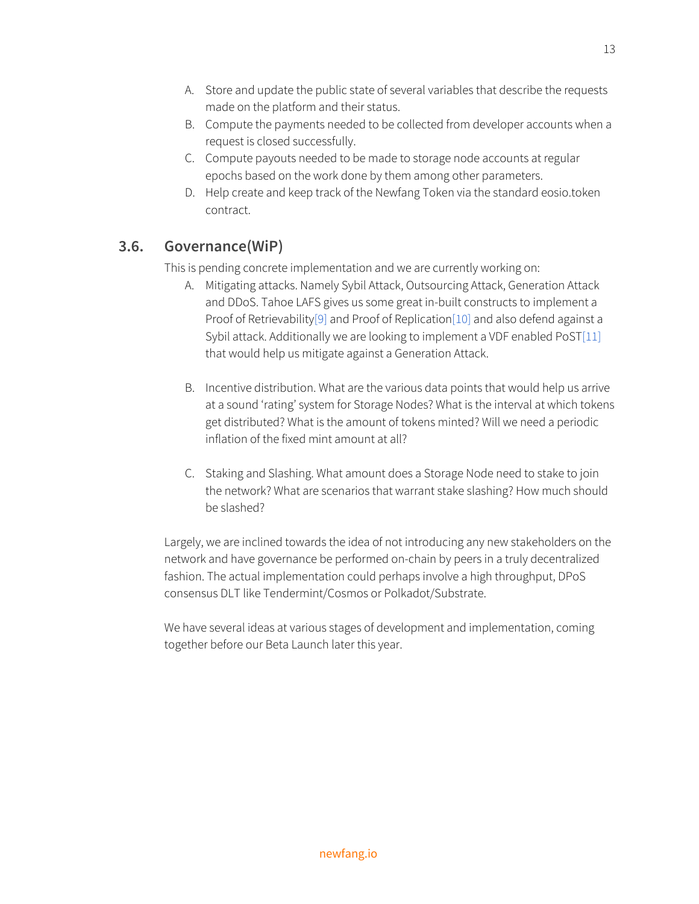A. Store and update the public state of several variables that describe the requests made on the platform and their status.
B. Compute the payments needed to be collected from developer accounts when a request is closed successfully.
C. Compute payouts needed to be made to storage node accounts at regular epochs based on the work done by them among other parameters.
D. Help create and keep track of the Newfang Token via the standard eosio.token contract.

## 3.6. Governance(WiP)

This is pending concrete implementation and we are currently working on:

A. Mitigating attacks. Namely Sybil Attack, Outsourcing Attack, Generation Attack and DDoS. Tahoe LAFS gives us some great in-built constructs to implement a Proof of Retrievability[9] and Proof of Replication[10] and also defend against a Sybil attack. Additionally we are looking to implement a VDF enabled PoST[11] that would help us mitigate against a Generation Attack.

B. Incentive distribution. What are the various data points that would help us arrive at a sound 'rating' system for Storage Nodes? What is the interval at which tokens get distributed? What is the amount of tokens minted? Will we need a periodic inflation of the fixed mint amount at all?

C. Staking and Slashing. What amount does a Storage Node need to stake to join the network? What are scenarios that warrant stake slashing? How much should be slashed?

Largely, we are inclined towards the idea of not introducing any new stakeholders on the network and have governance be performed on-chain by peers in a truly decentralized fashion. The actual implementation could perhaps involve a high throughput, DPoS consensus DLT like Tendermint/Cosmos or Polkadot/Substrate.

We have several ideas at various stages of development and implementation, coming together before our Beta Launch later this year.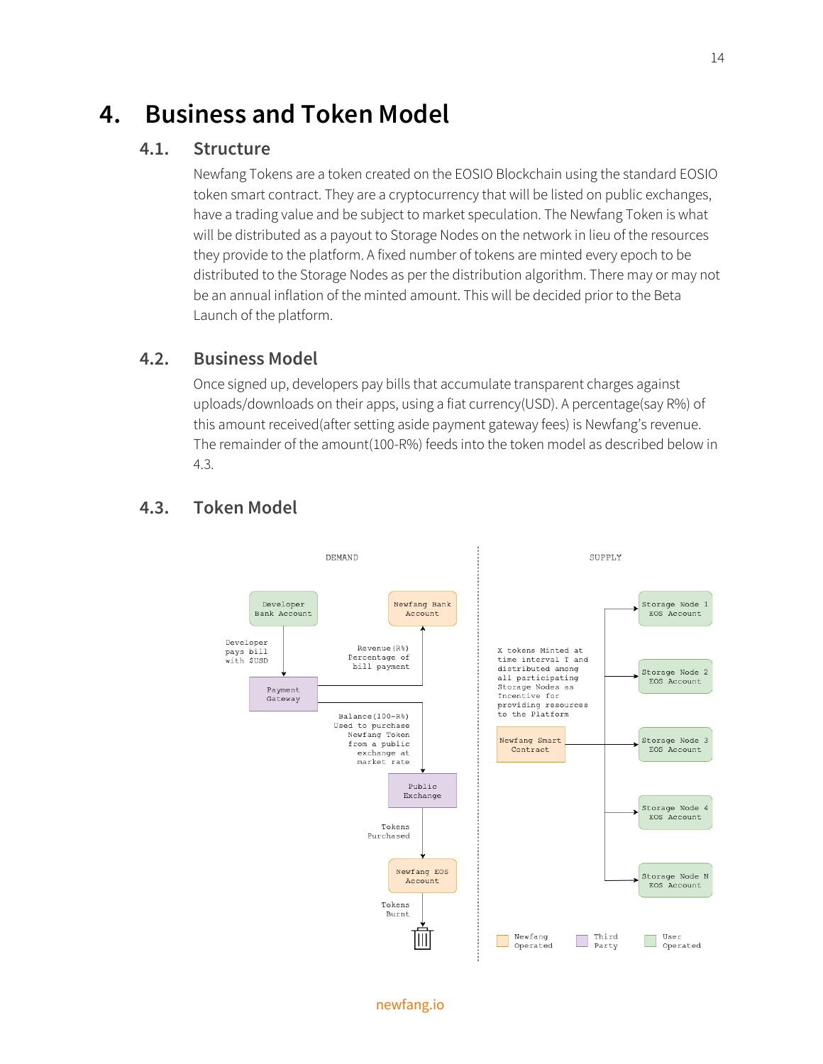# 4. Business and Token Model

## 4.1. Structure

Newfang Tokens are a token created on the EOSIO Blockchain using the standard EOSIO token smart contract. They are a cryptocurrency that will be listed on public exchanges, have a trading value and be subject to market speculation. The Newfang Token is what will be distributed as a payout to Storage Nodes on the network in lieu of the resources they provide to the platform. A fixed number of tokens are minted every epoch to be distributed to the Storage Nodes as per the distribution algorithm. There may or may not be an annual inflation of the minted amount. This will be decided prior to the Beta Launch of the platform.

## 4.2. Business Model

Once signed up, developers pay bills that accumulate transparent charges against uploads/downloads on their apps, using a fiat currency(USD). A percentage(say R%) of this amount received(after setting aside payment gateway fees) is Newfang's revenue. The remainder of the amount(100-R%) feeds into the token model as described below in 4.3.

## 4.3. Token Model

DEMAND

Developer Bank Account

Developer pays bill with $USD

Payment Gateway

Newfang Bank Account

Revenue (R%) Percentage of bill payment

Balance (100-R%) Used to purchase Newfang Token from a public exchange at market rate

Public Exchange

Tokens Purchased

Newfang EOS Account

Tokens Burnt

SUPPLY

X tokens Minted at time interval T and distributed among all participating Storage Nodes as Incentive for providing resources to the Platform

Newfang Smart Contract

Storage Node 1 EOS Account

Storage Node 2 EOS Account

Storage Node 3 EOS Account

Storage Node 4 EOS Account

Storage Node N EOS Account

Newfang Operated | Third Party | User Operated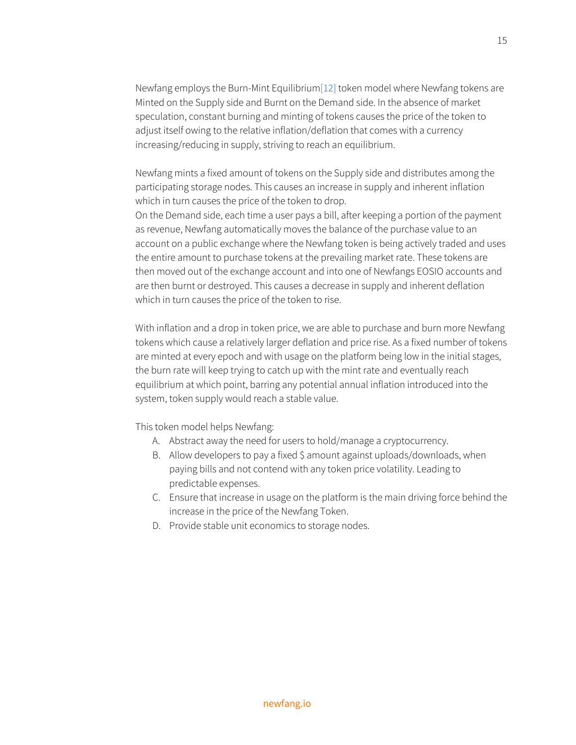Newfang employs the Burn-Mint Equilibrium[12] token model where Newfang tokens are Minted on the Supply side and Burnt on the Demand side. In the absence of market speculation, constant burning and minting of tokens causes the price of the token to adjust itself owing to the relative inflation/deflation that comes with a currency increasing/reducing in supply, striving to reach an equilibrium.

Newfang mints a fixed amount of tokens on the Supply side and distributes among the participating storage nodes. This causes an increase in supply and inherent inflation which in turn causes the price of the token to drop.
On the Demand side, each time a user pays a bill, after keeping a portion of the payment as revenue, Newfang automatically moves the balance of the purchase value to an account on a public exchange where the Newfang token is being actively traded and uses the entire amount to purchase tokens at the prevailing market rate. These tokens are then moved out of the exchange account and into one of Newfangs EOSIO accounts and are then burnt or destroyed. This causes a decrease in supply and inherent deflation which in turn causes the price of the token to rise.

With inflation and a drop in token price, we are able to purchase and burn more Newfang tokens which cause a relatively larger deflation and price rise. As a fixed number of tokens are minted at every epoch and with usage on the platform being low in the initial stages, the burn rate will keep trying to catch up with the mint rate and eventually reach equilibrium at which point, barring any potential annual inflation introduced into the system, token supply would reach a stable value.

This token model helps Newfang:

A. Abstract away the need for users to hold/manage a cryptocurrency.
B. Allow developers to pay a fixed $ amount against uploads/downloads, when paying bills and not contend with any token price volatility. Leading to predictable expenses.
C. Ensure that increase in usage on the platform is the main driving force behind the increase in the price of the Newfang Token.
D. Provide stable unit economics to storage nodes.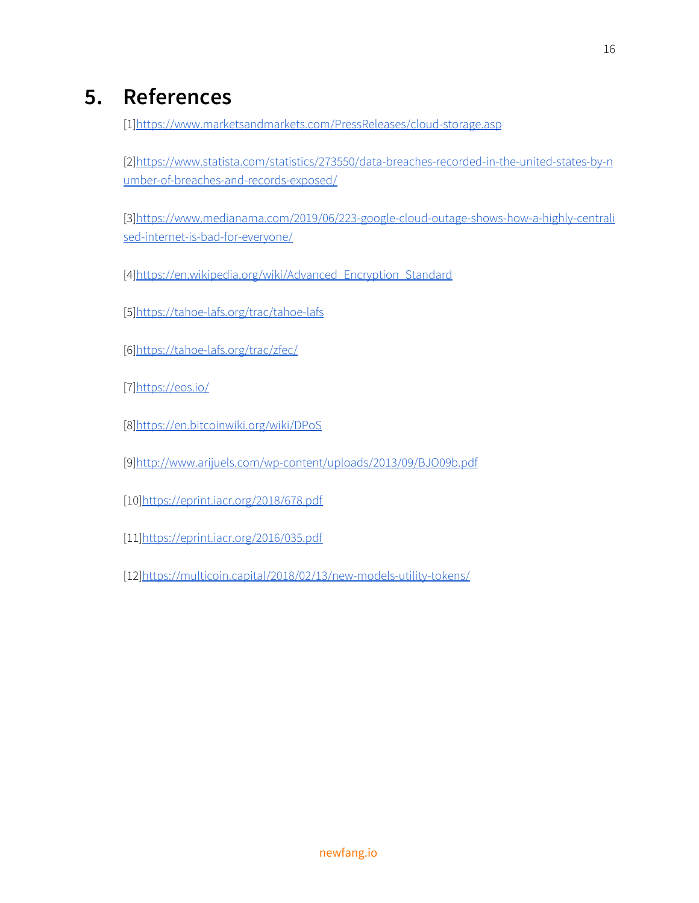# 5. References

[1]https://www.marketsandmarkets.com/PressReleases/cloud-storage.asp

[2]https://www.statista.com/statistics/273550/data-breaches-recorded-in-the-united-states-by-number-of-breaches-and-records-exposed/

[3]https://www.medianama.com/2019/06/223-google-cloud-outage-shows-how-a-highly-centralised-internet-is-bad-for-everyone/

[4]https://en.wikipedia.org/wiki/Advanced_Encryption_Standard

[5]https://tahoe-lafs.org/trac/tahoe-lafs

[6]https://tahoe-lafs.org/trac/zfec/

[7]https://eos.io/

[8]https://en.bitcoinwiki.org/wiki/DPoS

[9]http://www.arijuels.com/wp-content/uploads/2013/09/BJO09b.pdf

[10]https://eprint.iacr.org/2018/678.pdf

[11]https://eprint.iacr.org/2016/035.pdf

[12]https://multicoin.capital/2018/02/13/new-models-utility-tokens/